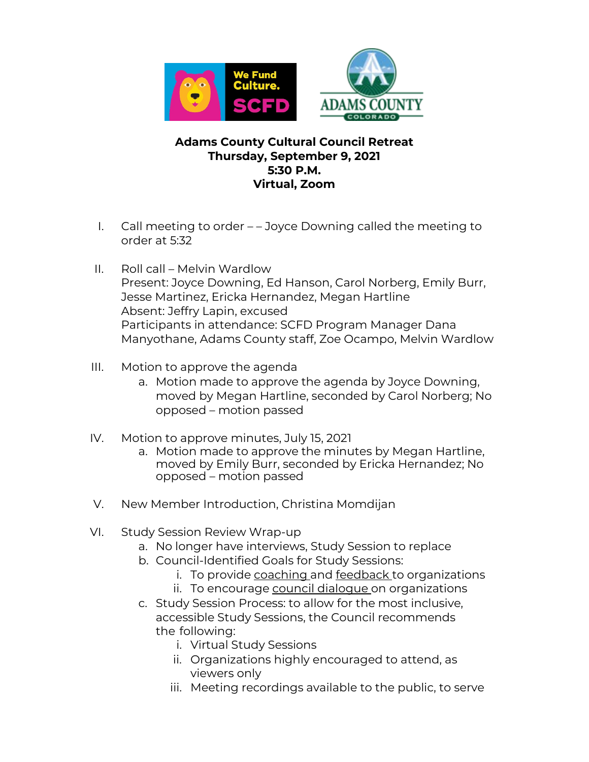**Adams County Cultural Council Retreat**
**Thursday, September 9, 2021**
**5:30 P.M.**
**Virtual, Zoom**

I. Call meeting to order – – Joyce Downing called the meeting to order at 5:32

II. Roll call – Melvin Wardlow
Present: Joyce Downing, Ed Hanson, Carol Norberg, Emily Burr, Jesse Martinez, Ericka Hernandez, Megan Hartline
Absent: Jeffry Lapin, excused
Participants in attendance: SCFD Program Manager Dana Manyothane, Adams County staff, Zoe Ocampo, Melvin Wardlow

III. Motion to approve the agenda
   a. Motion made to approve the agenda by Joyce Downing, moved by Megan Hartline, seconded by Carol Norberg; No opposed – motion passed

IV. Motion to approve minutes, July 15, 2021
   a. Motion made to approve the minutes by Megan Hartline, moved by Emily Burr, seconded by Ericka Hernandez; No opposed – motion passed

V. New Member Introduction, Christina Momdijan

VI. Study Session Review Wrap-up
   a. No longer have interviews, Study Session to replace
   b. Council-Identified Goals for Study Sessions:
      i. To provide coaching and feedback to organizations
      ii. To encourage council dialogue on organizations
   c. Study Session Process: to allow for the most inclusive, accessible Study Sessions, the Council recommends the following:
      i. Virtual Study Sessions
      ii. Organizations highly encouraged to attend, as viewers only
      iii. Meeting recordings available to the public, to serve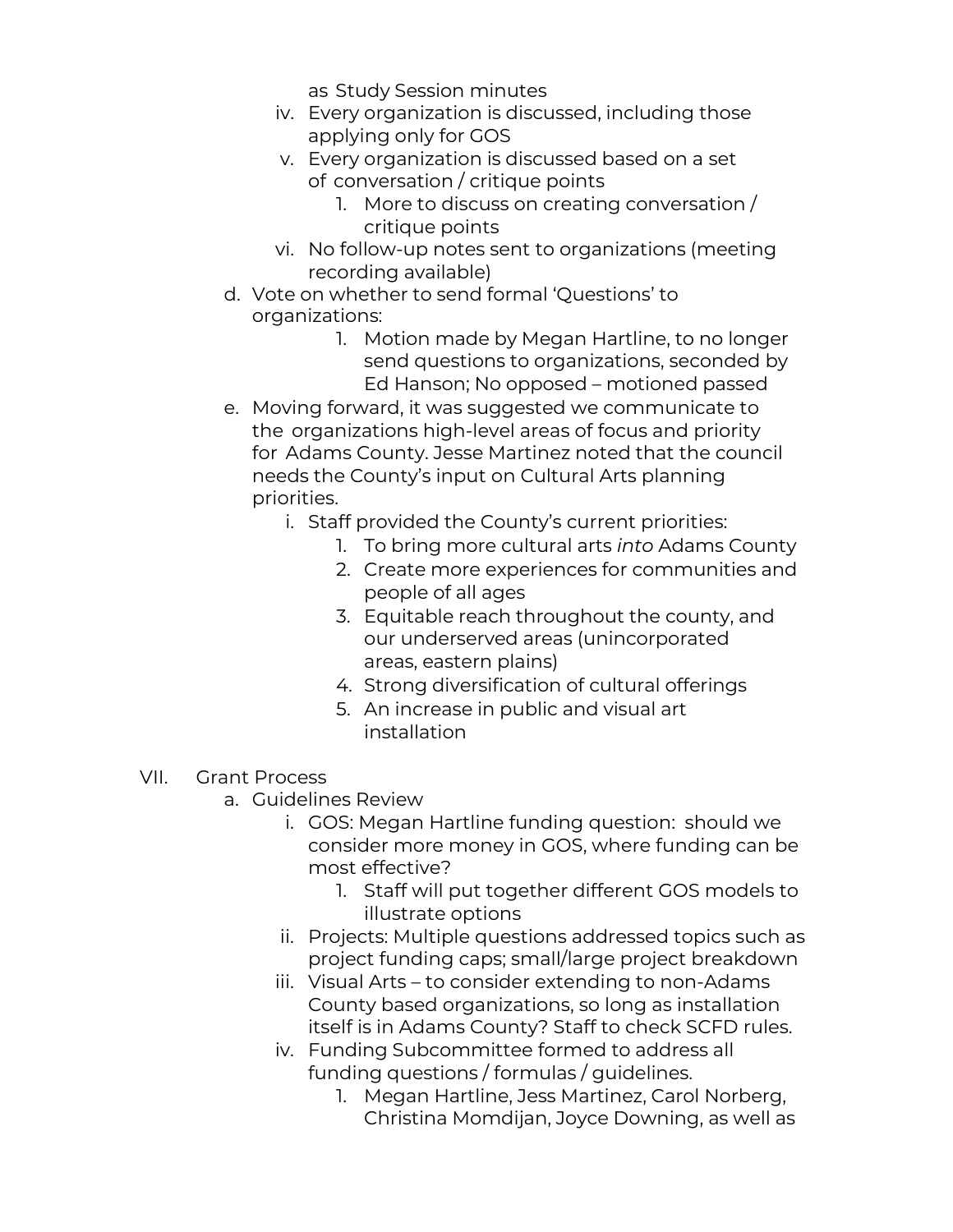as Study Session minutes

   iv. Every organization is discussed, including those applying only for GOS
   v. Every organization is discussed based on a set of conversation / critique points
      1. More to discuss on creating conversation / critique points
   vi. No follow-up notes sent to organizations (meeting recording available)

d. Vote on whether to send formal 'Questions' to organizations:
   1. Motion made by Megan Hartline, to no longer send questions to organizations, seconded by Ed Hanson; No opposed – motioned passed

e. Moving forward, it was suggested we communicate to the organizations high-level areas of focus and priority for Adams County. Jesse Martinez noted that the council needs the County's input on Cultural Arts planning priorities.
   i. Staff provided the County's current priorities:
      1. To bring more cultural arts *into* Adams County
      2. Create more experiences for communities and people of all ages
      3. Equitable reach throughout the county, and our underserved areas (unincorporated areas, eastern plains)
      4. Strong diversification of cultural offerings
      5. An increase in public and visual art installation

VII. Grant Process

a. Guidelines Review
   i. GOS: Megan Hartline funding question: should we consider more money in GOS, where funding can be most effective?
      1. Staff will put together different GOS models to illustrate options
   ii. Projects: Multiple questions addressed topics such as project funding caps; small/large project breakdown
   iii. Visual Arts – to consider extending to non-Adams County based organizations, so long as installation itself is in Adams County? Staff to check SCFD rules.
   iv. Funding Subcommittee formed to address all funding questions / formulas / guidelines.
      1. Megan Hartline, Jess Martinez, Carol Norberg, Christina Momdijan, Joyce Downing, as well as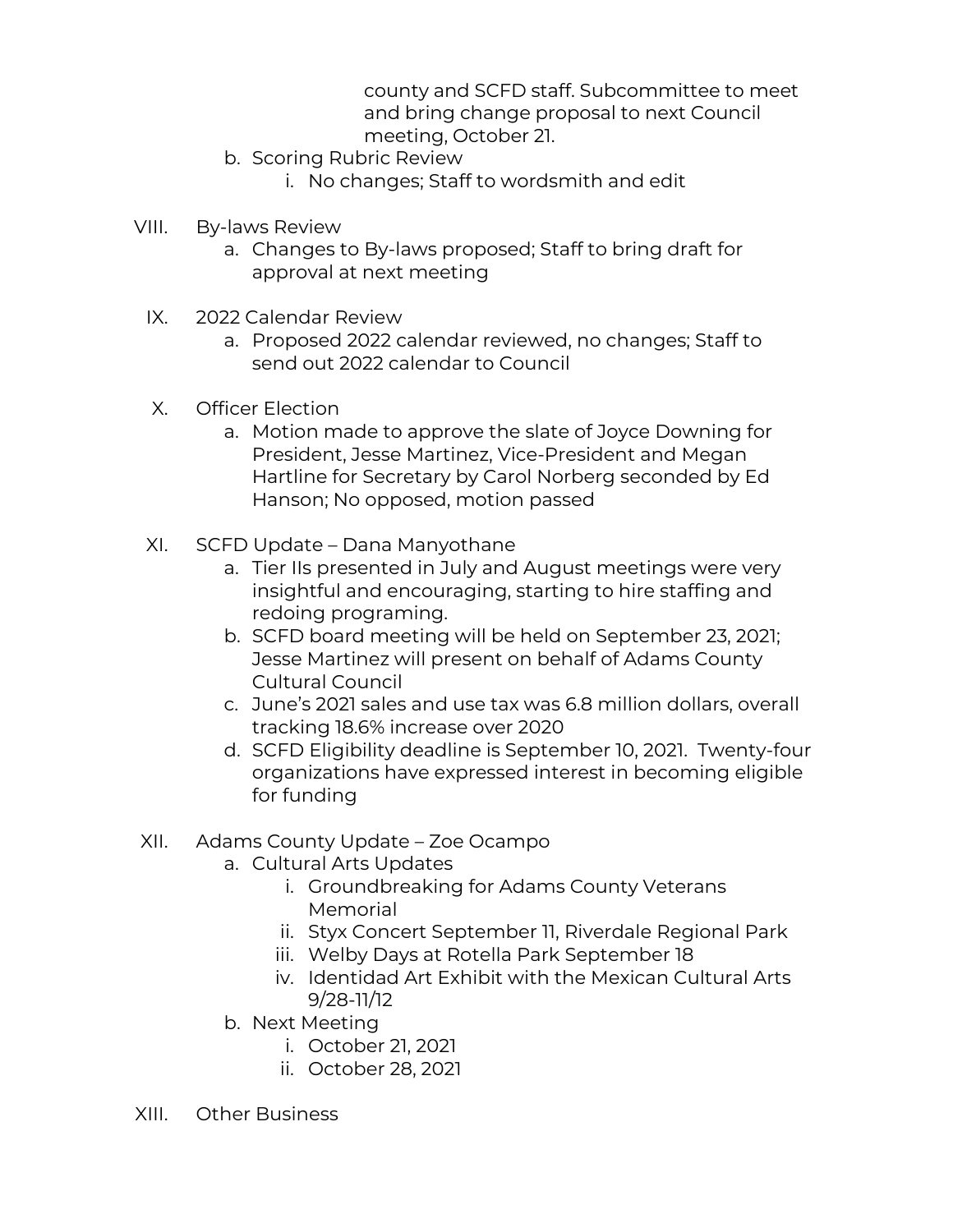county and SCFD staff. Subcommittee to meet and bring change proposal to next Council meeting, October 21.

   b. Scoring Rubric Review
      i. No changes; Staff to wordsmith and edit

VIII. By-laws Review
   a. Changes to By-laws proposed; Staff to bring draft for approval at next meeting

IX. 2022 Calendar Review
   a. Proposed 2022 calendar reviewed, no changes; Staff to send out 2022 calendar to Council

X. Officer Election
   a. Motion made to approve the slate of Joyce Downing for President, Jesse Martinez, Vice-President and Megan Hartline for Secretary by Carol Norberg seconded by Ed Hanson; No opposed, motion passed

XI. SCFD Update – Dana Manyothane
   a. Tier IIs presented in July and August meetings were very insightful and encouraging, starting to hire staffing and redoing programing.
   b. SCFD board meeting will be held on September 23, 2021; Jesse Martinez will present on behalf of Adams County Cultural Council
   c. June's 2021 sales and use tax was 6.8 million dollars, overall tracking 18.6% increase over 2020
   d. SCFD Eligibility deadline is September 10, 2021. Twenty-four organizations have expressed interest in becoming eligible for funding

XII. Adams County Update – Zoe Ocampo
   a. Cultural Arts Updates
      i. Groundbreaking for Adams County Veterans Memorial
      ii. Styx Concert September 11, Riverdale Regional Park
      iii. Welby Days at Rotella Park September 18
      iv. Identidad Art Exhibit with the Mexican Cultural Arts 9/28-11/12
   b. Next Meeting
      i. October 21, 2021
      ii. October 28, 2021

XIII. Other Business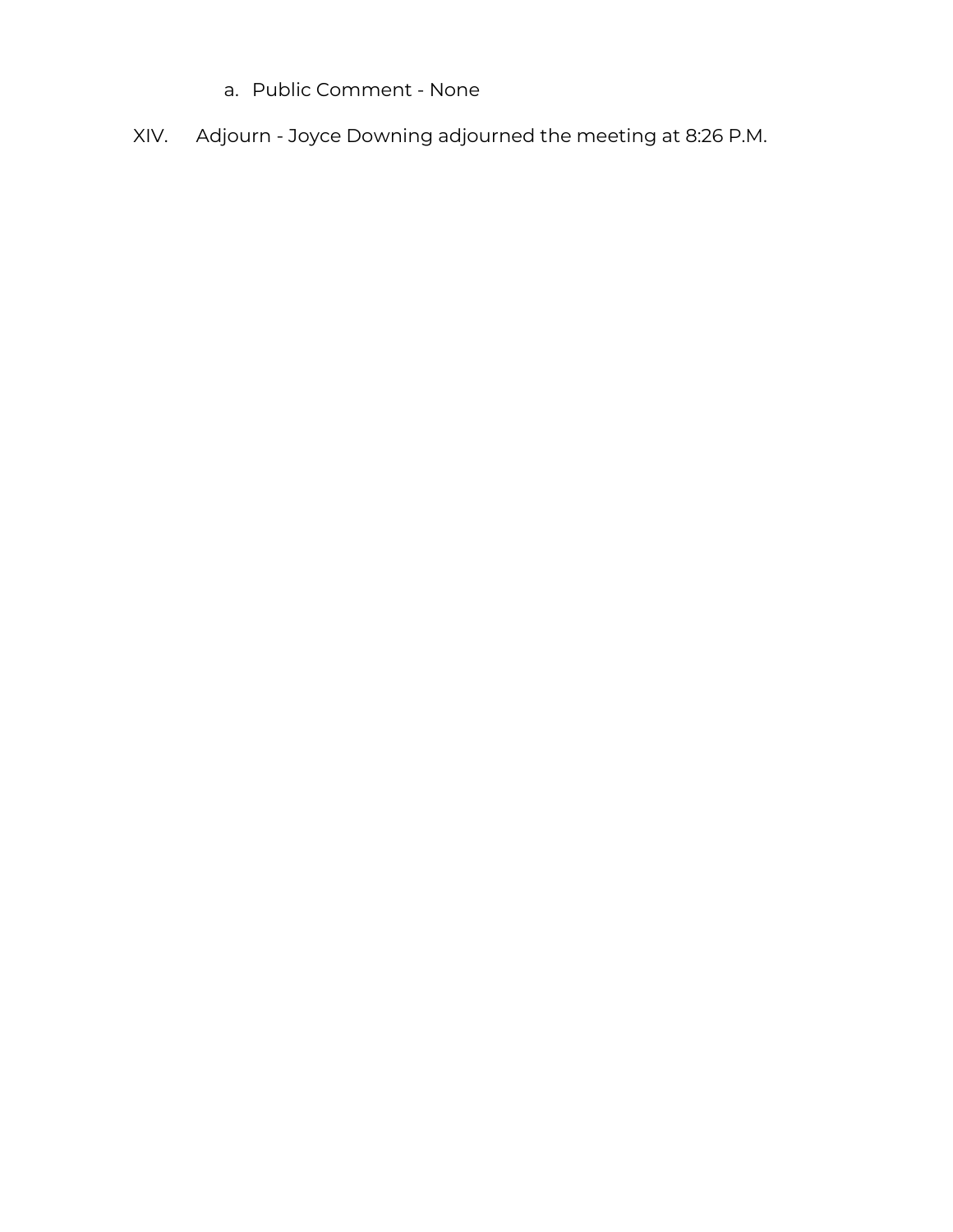a. Public Comment - None

XIV. Adjourn - Joyce Downing adjourned the meeting at 8:26 P.M.